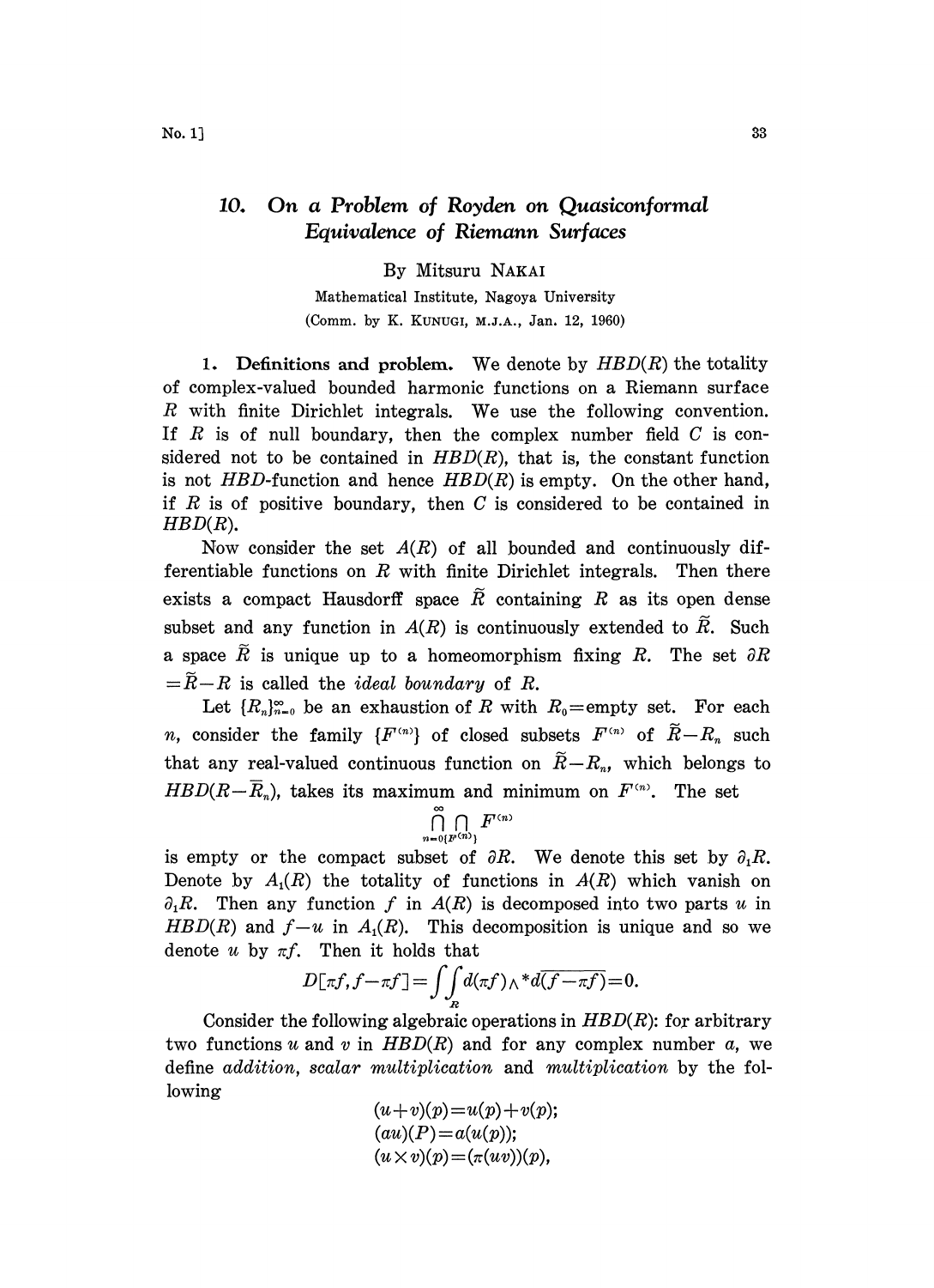# 10. On a Problem of Royden on Quasiconformal Equivalence of Riemann Surfaces

By Mitsuru NAKAI

Mathematical Institute, Nagoya University

(Comm. by K. KUNUGI, M.J.A., Jan. 12, 1960)

**1. Definitions and problem.** We denote by $HBD(R)$ the totality of complex-valued bounded harmonic functions on a Riemann surface $R$ with finite Dirichlet integrals. We use the following convention. If $R$ is of null boundary, then the complex number field $C$ is considered not to be contained in $HBD(R)$, that is, the constant function is not $HBD$-function and hence $HBD(R)$ is empty. On the other hand, if $R$ is of positive boundary, then $C$ is considered to be contained in $HBD(R)$.

Now consider the set $A(R)$ of all bounded and continuously differentiable functions on $R$ with finite Dirichlet integrals. Then there exists a compact Hausdorff space $\widetilde{R}$ containing $R$ as its open dense subset and any function in $A(R)$ is continuously extended to $\widetilde{R}$. Such a space $\widetilde{R}$ is unique up to a homeomorphism fixing $R$. The set $\partial R = \widetilde{R} - R$ is called the *ideal boundary* of $R$.

Let $\{R_n\}_{n=0}^{\infty}$ be an exhaustion of $R$ with $R_0$=empty set. For each $n$, consider the family $\{F^{(n)}\}$ of closed subsets $F^{(n)}$ of $\widetilde{R} - R_n$ such that any real-valued continuous function on $\widetilde{R} - R_n$, which belongs to $HBD(R - \overline{R}_n)$, takes its maximum and minimum on $F^{(n)}$. The set

$$\bigcap_{n=0}^{\infty} \bigcap_{\{F^{(n)}\}} F^{(n)}$$

is empty or the compact subset of $\partial R$. We denote this set by $\partial_1 R$. Denote by $A_1(R)$ the totality of functions in $A(R)$ which vanish on $\partial_1 R$. Then any function $f$ in $A(R)$ is decomposed into two parts $u$ in $HBD(R)$ and $f - u$ in $A_1(R)$. This decomposition is unique and so we denote $u$ by $\pi f$. Then it holds that

$$D[\pi f, f - \pi f] = \iint_R d(\pi f) \wedge {}^*\overline{d(f - \pi f)} = 0.$$

Consider the following algebraic operations in $HBD(R)$: for arbitrary two functions $u$ and $v$ in $HBD(R)$ and for any complex number $a$, we define *addition*, *scalar multiplication* and *multiplication* by the following

$$(u+v)(p) = u(p) + v(p);$$
$$(au)(P) = a(u(p));$$
$$(u \times v)(p) = (\pi(uv))(p),$$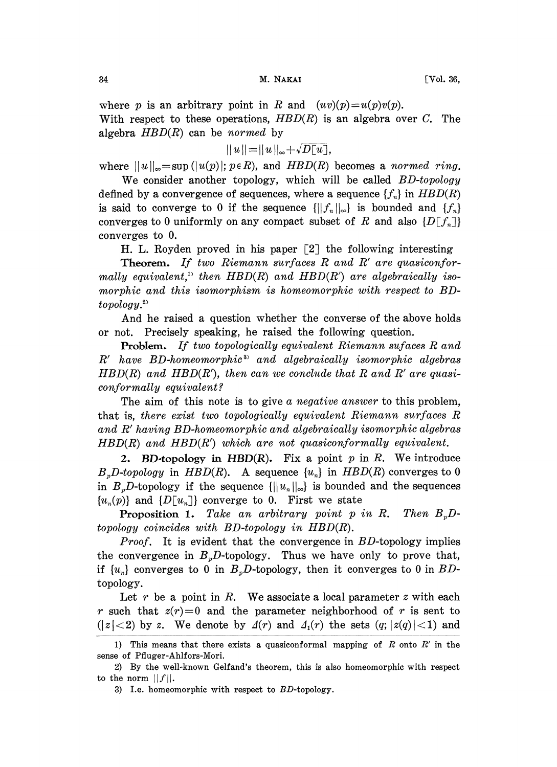where $p$ is an arbitrary point in $R$ and $(uv)(p)=u(p)v(p)$.
With respect to these operations, $HBD(R)$ is an algebra over $C$. The algebra $HBD(R)$ can be *normed* by

$$||u||=||u||_\infty+\sqrt{D[u]},$$

where $||u||_\infty=\sup(|u(p)|; p\in R)$, and $HBD(R)$ becomes a *normed ring*.

We consider another topology, which will be called *BD-topology* defined by a convergence of sequences, where a sequence $\{f_n\}$ in $HBD(R)$ is said to converge to 0 if the sequence $\{||f_n||_\infty\}$ is bounded and $\{f_n\}$ converges to 0 uniformly on any compact subset of $R$ and also $\{D[f_n]\}$ converges to 0.

H. L. Royden proved in his paper [2] the following interesting

**Theorem.** *If two Riemann surfaces $R$ and $R'$ are quasiconformally equivalent,*[1] *then $HBD(R)$ and $HBD(R')$ are algebraically isomorphic and this isomorphism is homeomorphic with respect to BD-topology.*[2]

And he raised a question whether the converse of the above holds or not. Precisely speaking, he raised the following question.

**Problem.** *If two topologically equivalent Riemann sufaces $R$ and $R'$ have BD-homeomorphic*[3] *and algebraically isomorphic algebras $HBD(R)$ and $HBD(R')$, then can we conclude that $R$ and $R'$ are quasiconformally equivalent?*

The aim of this note is to give *a negative answer* to this problem, that is, *there exist two topologically equivalent Riemann surfaces $R$ and $R'$ having BD-homeomorphic and algebraically isomorphic algebras $HBD(R)$ and $HBD(R')$ which are not quasiconformally equivalent.*

## 2. BD-topology in HBD(R).

Fix a point $p$ in $R$. We introduce $B_pD$-*topology* in $HBD(R)$. A sequence $\{u_n\}$ in $HBD(R)$ converges to 0 in $B_pD$-topology if the sequence $\{||u_n||_\infty\}$ is bounded and the sequences $\{u_n(p)\}$ and $\{D[u_n]\}$ converge to 0. First we state

**Proposition 1.** *Take an arbitrary point $p$ in $R$. Then $B_pD$-topology coincides with BD-topology in $HBD(R)$.*

*Proof.* It is evident that the convergence in $BD$-topology implies the convergence in $B_pD$-topology. Thus we have only to prove that, if $\{u_n\}$ converges to 0 in $B_pD$-topology, then it converges to 0 in $BD$-topology.

Let $r$ be a point in $R$. We associate a local parameter $z$ with each $r$ such that $z(r)=0$ and the parameter neighborhood of $r$ is sent to $(|z|<2)$ by $z$. We denote by $\Delta(r)$ and $\Delta_1(r)$ the sets $(q; |z(q)|<1)$ and

---

1) This means that there exists a quasiconformal mapping of $R$ onto $R'$ in the sense of Pfluger-Ahlfors-Mori.

2) By the well-known Gelfand's theorem, this is also homeomorphic with respect to the norm $||f||$.

3) I.e. homeomorphic with respect to $BD$-topology.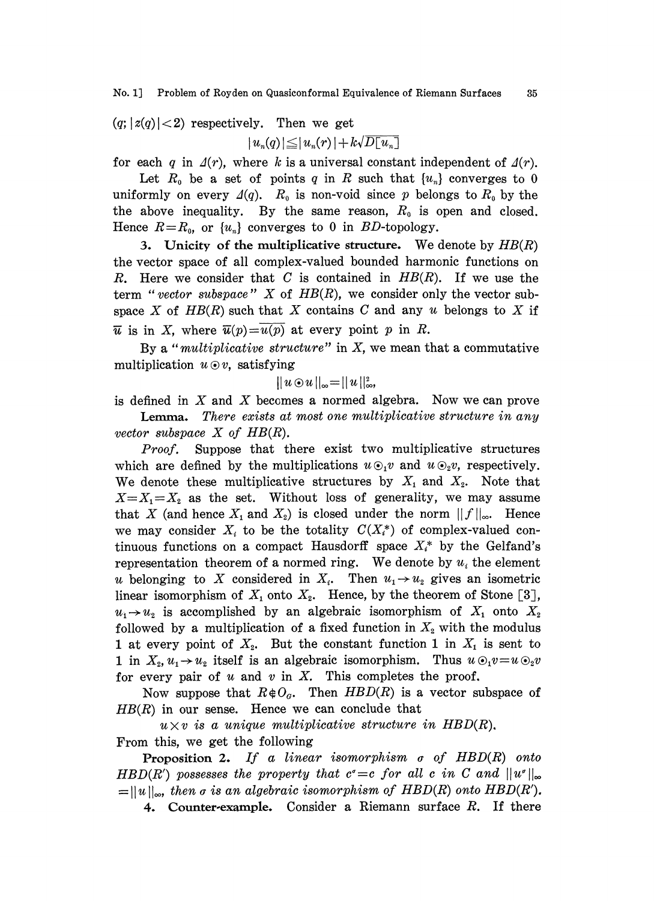$(q; |z(q)|<2)$ respectively. Then we get

$$|u_n(q)| \leqq |u_n(r)| + k\sqrt{D[u_n]}$$

for each $q$ in $\Delta(r)$, where $k$ is a universal constant independent of $\Delta(r)$.

Let $R_0$ be a set of points $q$ in $R$ such that $\{u_n\}$ converges to 0 uniformly on every $\Delta(q)$. $R_0$ is non-void since $p$ belongs to $R_0$ by the the above inequality. By the same reason, $R_0$ is open and closed. Hence $R=R_0$, or $\{u_n\}$ converges to 0 in $BD$-topology.

**3. Unicity of the multiplicative structure.** We denote by $HB(R)$ the vector space of all complex-valued bounded harmonic functions on $R$. Here we consider that $C$ is contained in $HB(R)$. If we use the term "*vector subspace*" $X$ of $HB(R)$, we consider only the vector subspace $X$ of $HB(R)$ such that $X$ contains $C$ and any $u$ belongs to $X$ if $\bar{u}$ is in $X$, where $\bar{u}(p)=\overline{u(p)}$ at every point $p$ in $R$.

By a "*multiplicative structure*" in $X$, we mean that a commutative multiplication $u \odot v$, satisfying

$$\|u \odot u\|_\infty = \|u\|_\infty^2,$$

is defined in $X$ and $X$ becomes a normed algebra. Now we can prove

**Lemma.** *There exists at most one multiplicative structure in any vector subspace $X$ of $HB(R)$.*

*Proof.* Suppose that there exist two multiplicative structures which are defined by the multiplications $u \odot_1 v$ and $u \odot_2 v$, respectively. We denote these multiplicative structures by $X_1$ and $X_2$. Note that $X=X_1=X_2$ as the set. Without loss of generality, we may assume that $X$ (and hence $X_1$ and $X_2$) is closed under the norm $\|f\|_\infty$. Hence we may consider $X_i$ to be the totality $C(X_i^*)$ of complex-valued continuous functions on a compact Hausdorff space $X_i^*$ by the Gelfand's representation theorem of a normed ring. We denote by $u_i$ the element $u$ belonging to $X$ considered in $X_i$. Then $u_1 \to u_2$ gives an isometric linear isomorphism of $X_1$ onto $X_2$. Hence, by the theorem of Stone [3], $u_1 \to u_2$ is accomplished by an algebraic isomorphism of $X_1$ onto $X_2$ followed by a multiplication of a fixed function in $X_2$ with the modulus 1 at every point of $X_2$. But the constant function 1 in $X_1$ is sent to 1 in $X_2$, $u_1 \to u_2$ itself is an algebraic isomorphism. Thus $u \odot_1 v = u \odot_2 v$ for every pair of $u$ and $v$ in $X$. This completes the proof.

Now suppose that $R \notin O_G$. Then $HBD(R)$ is a vector subspace of $HB(R)$ in our sense. Hence we can conclude that

*$u \times v$ is a unique multiplicative structure in $HBD(R)$.*

From this, we get the following

**Proposition 2.** *If a linear isomorphism $\sigma$ of $HBD(R)$ onto $HBD(R')$ possesses the property that $c^\sigma = c$ for all $c$ in $C$ and $\|u^\sigma\|_\infty = \|u\|_\infty$, then $\sigma$ is an algebraic isomorphism of $HBD(R)$ onto $HBD(R')$.*

**4. Counter-example.** Consider a Riemann surface $R$. If there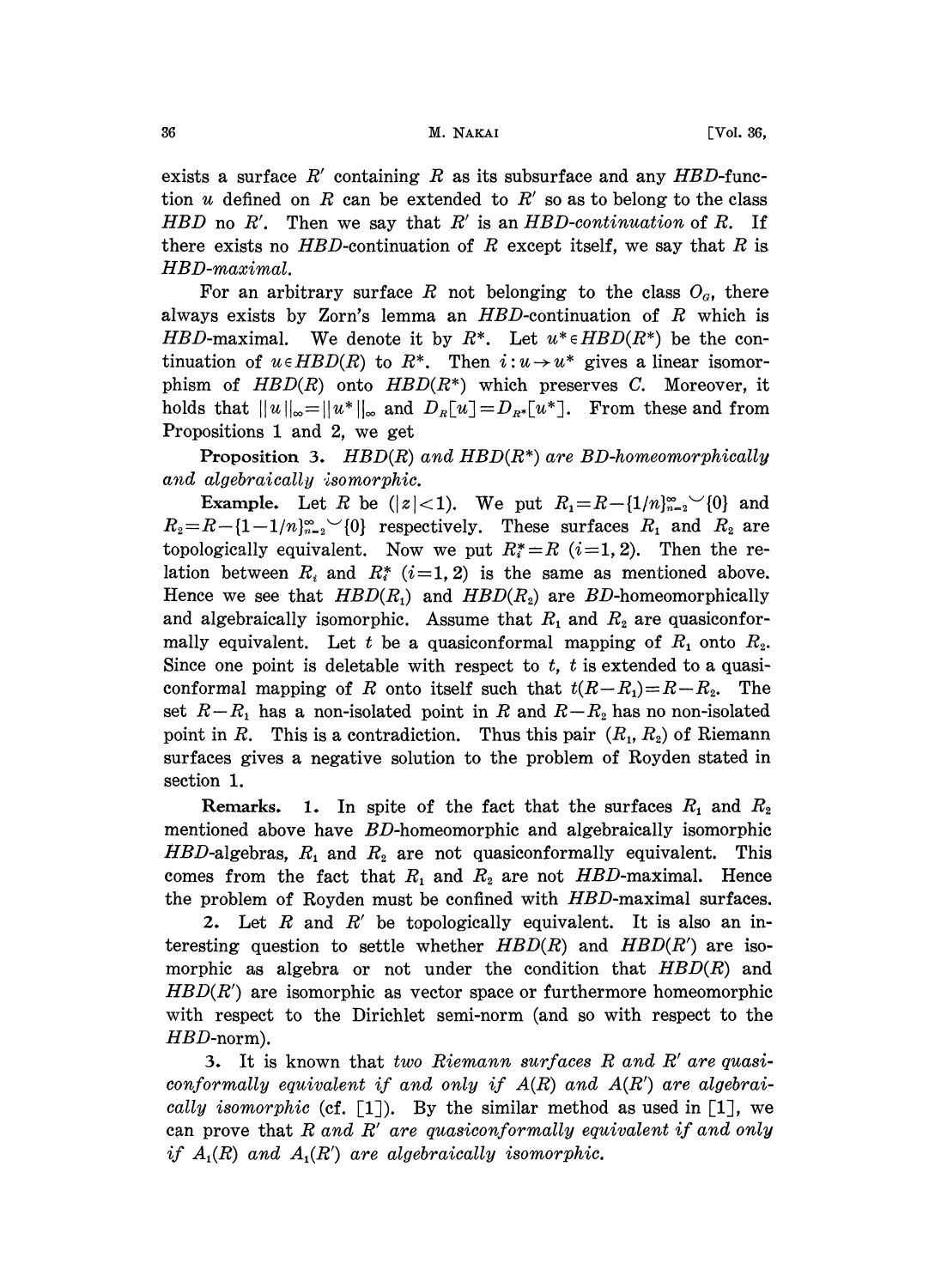exists a surface $R'$ containing $R$ as its subsurface and any $HBD$-function $u$ defined on $R$ can be extended to $R'$ so as to belong to the class $HBD$ no $R'$. Then we say that $R'$ is an *HBD-continuation* of $R$. If there exists no $HBD$-continuation of $R$ except itself, we say that $R$ is *HBD-maximal*.

For an arbitrary surface $R$ not belonging to the class $O_G$, there always exists by Zorn's lemma an $HBD$-continuation of $R$ which is $HBD$-maximal. We denote it by $R^*$. Let $u^* \in HBD(R^*)$ be the continuation of $u \in HBD(R)$ to $R^*$. Then $i : u \to u^*$ gives a linear isomorphism of $HBD(R)$ onto $HBD(R^*)$ which preserves $C$. Moreover, it holds that $\|u\|_\infty = \|u^*\|_\infty$ and $D_R[u] = D_{R^*}[u^*]$. From these and from Propositions 1 and 2, we get

**Proposition 3.** *$HBD(R)$ and $HBD(R^*)$ are BD-homeomorphically and algebraically isomorphic.*

**Example.** Let $R$ be $(|z|<1)$. We put $R_1 = R - \{1/n\}_{n=2}^{\infty} \cup \{0\}$ and $R_2 = R - \{1-1/n\}_{n=2}^{\infty} \cup \{0\}$ respectively. These surfaces $R_1$ and $R_2$ are topologically equivalent. Now we put $R_i^* = R$ $(i=1,2)$. Then the relation between $R_i$ and $R_i^*$ $(i=1,2)$ is the same as mentioned above. Hence we see that $HBD(R_1)$ and $HBD(R_2)$ are $BD$-homeomorphically and algebraically isomorphic. Assume that $R_1$ and $R_2$ are quasiconformally equivalent. Let $t$ be a quasiconformal mapping of $R_1$ onto $R_2$. Since one point is deletable with respect to $t$, $t$ is extended to a quasiconformal mapping of $R$ onto itself such that $t(R-R_1) = R-R_2$. The set $R-R_1$ has a non-isolated point in $R$ and $R-R_2$ has no non-isolated point in $R$. This is a contradiction. Thus this pair $(R_1, R_2)$ of Riemann surfaces gives a negative solution to the problem of Royden stated in section 1.

**Remarks.** 1. In spite of the fact that the surfaces $R_1$ and $R_2$ mentioned above have $BD$-homeomorphic and algebraically isomorphic $HBD$-algebras, $R_1$ and $R_2$ are not quasiconformally equivalent. This comes from the fact that $R_1$ and $R_2$ are not $HBD$-maximal. Hence the problem of Royden must be confined with $HBD$-maximal surfaces.

2. Let $R$ and $R'$ be topologically equivalent. It is also an interesting question to settle whether $HBD(R)$ and $HBD(R')$ are isomorphic as algebra or not under the condition that $HBD(R)$ and $HBD(R')$ are isomorphic as vector space or furthermore homeomorphic with respect to the Dirichlet semi-norm (and so with respect to the $HBD$-norm).

3. It is known that *two Riemann surfaces $R$ and $R'$ are quasiconformally equivalent if and only if $A(R)$ and $A(R')$ are algebraically isomorphic* (cf. [1]). By the similar method as used in [1], we can prove that *$R$ and $R'$ are quasiconformally equivalent if and only if $A_1(R)$ and $A_1(R')$ are algebraically isomorphic.*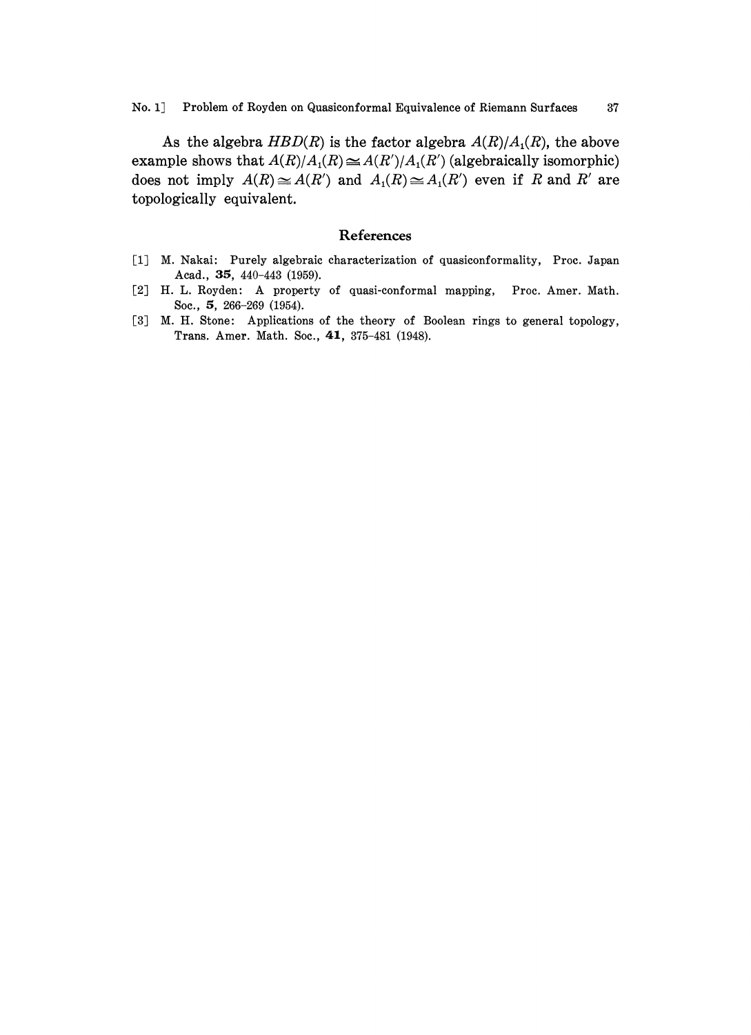As the algebra $HBD(R)$ is the factor algebra $A(R)/A_1(R)$, the above example shows that $A(R)/A_1(R) \cong A(R')/A_1(R')$ (algebraically isomorphic) does not imply $A(R) \cong A(R')$ and $A_1(R) \cong A_1(R')$ even if $R$ and $R'$ are topologically equivalent.

## References

[1] M. Nakai: Purely algebraic characterization of quasiconformality, Proc. Japan Acad., **35**, 440–443 (1959).

[2] H. L. Royden: A property of quasi-conformal mapping, Proc. Amer. Math. Soc., **5**, 266–269 (1954).

[3] M. H. Stone: Applications of the theory of Boolean rings to general topology, Trans. Amer. Math. Soc., **41**, 375–481 (1948).